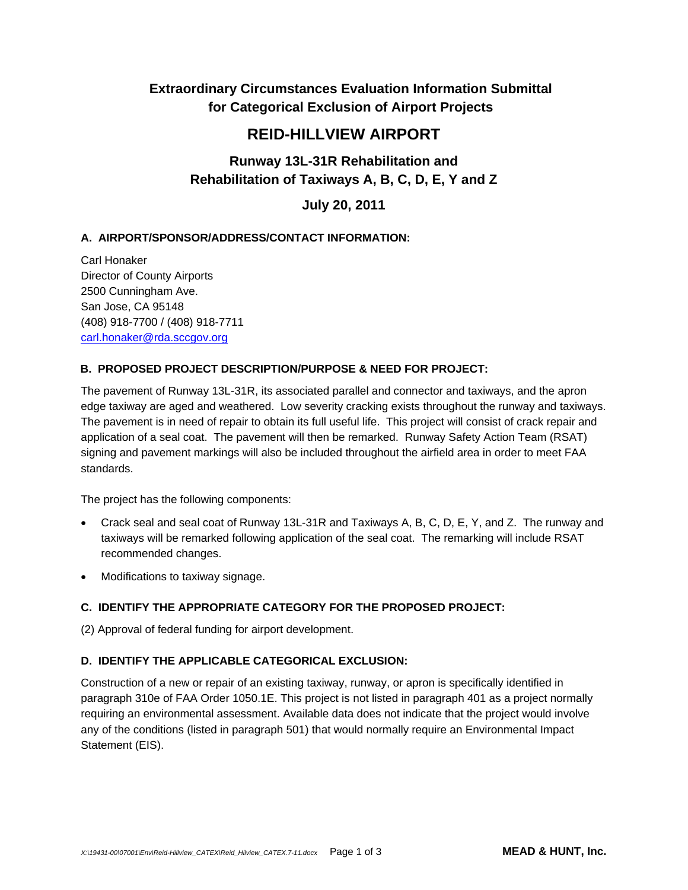# Extraordinary Circumstances Evaluation Information Submittal for Categorical Exclusion of Airport Projects

# REID-HILLVIEW AIRPORT

## Runway 13L-31R Rehabilitation and Rehabilitation of Taxiways A, B, C, D, E, Y and Z

## July 20, 2011

### A. AIRPORT/SPONSOR/ADDRESS/CONTACT INFORMATION:

Carl Honaker
Director of County Airports
2500 Cunningham Ave.
San Jose, CA 95148
(408) 918-7700 / (408) 918-7711
carl.honaker@rda.sccgov.org

### B. PROPOSED PROJECT DESCRIPTION/PURPOSE & NEED FOR PROJECT:

The pavement of Runway 13L-31R, its associated parallel and connector and taxiways, and the apron edge taxiway are aged and weathered. Low severity cracking exists throughout the runway and taxiways. The pavement is in need of repair to obtain its full useful life. This project will consist of crack repair and application of a seal coat. The pavement will then be remarked. Runway Safety Action Team (RSAT) signing and pavement markings will also be included throughout the airfield area in order to meet FAA standards.

The project has the following components:

- Crack seal and seal coat of Runway 13L-31R and Taxiways A, B, C, D, E, Y, and Z. The runway and taxiways will be remarked following application of the seal coat. The remarking will include RSAT recommended changes.
- Modifications to taxiway signage.

### C. IDENTIFY THE APPROPRIATE CATEGORY FOR THE PROPOSED PROJECT:

(2) Approval of federal funding for airport development.

### D. IDENTIFY THE APPLICABLE CATEGORICAL EXCLUSION:

Construction of a new or repair of an existing taxiway, runway, or apron is specifically identified in paragraph 310e of FAA Order 1050.1E. This project is not listed in paragraph 401 as a project normally requiring an environmental assessment. Available data does not indicate that the project would involve any of the conditions (listed in paragraph 501) that would normally require an Environmental Impact Statement (EIS).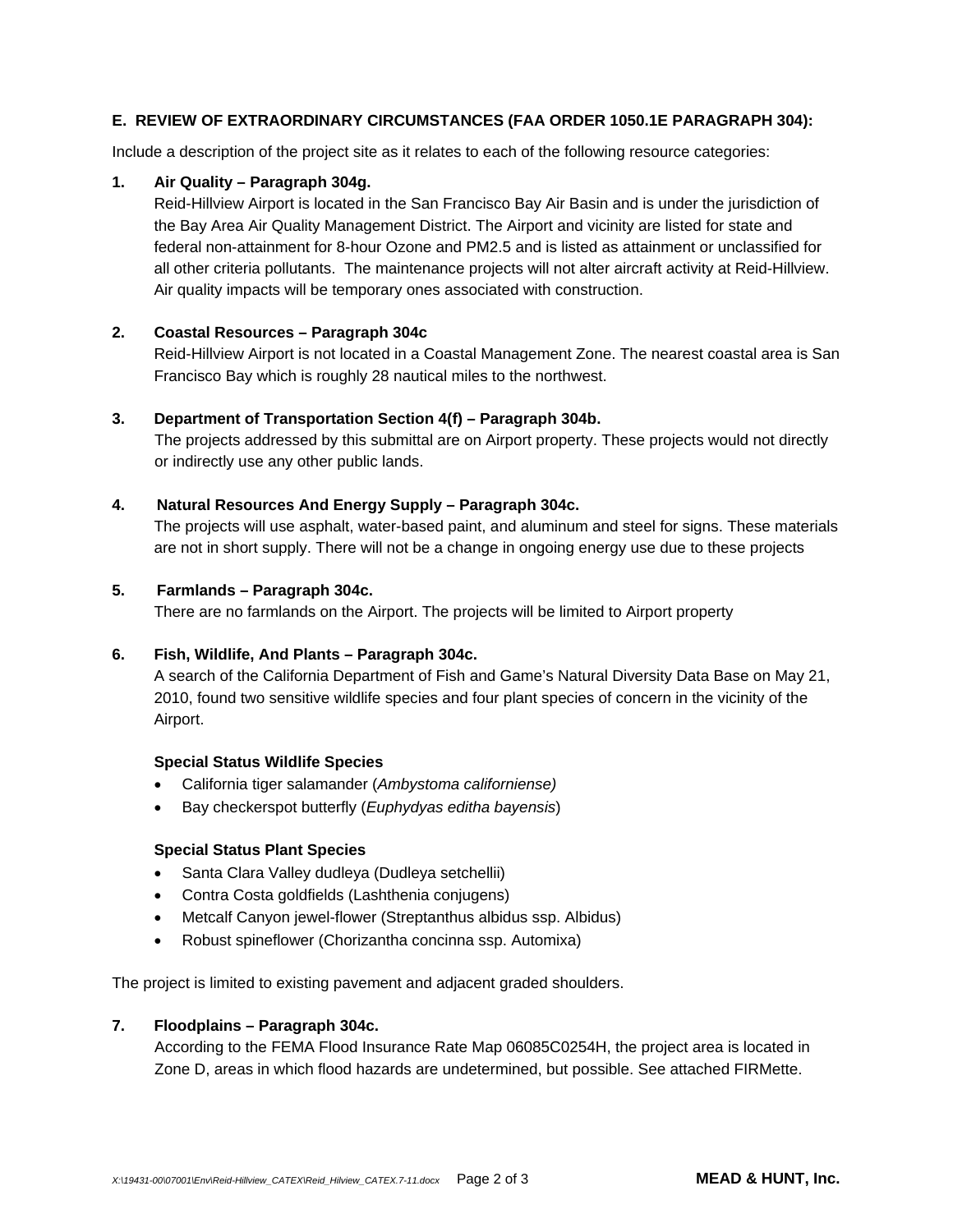## E. REVIEW OF EXTRAORDINARY CIRCUMSTANCES (FAA ORDER 1050.1E PARAGRAPH 304):

Include a description of the project site as it relates to each of the following resource categories:

**1. Air Quality – Paragraph 304g.**

Reid-Hillview Airport is located in the San Francisco Bay Air Basin and is under the jurisdiction of the Bay Area Air Quality Management District. The Airport and vicinity are listed for state and federal non-attainment for 8-hour Ozone and PM2.5 and is listed as attainment or unclassified for all other criteria pollutants. The maintenance projects will not alter aircraft activity at Reid-Hillview. Air quality impacts will be temporary ones associated with construction.

**2. Coastal Resources – Paragraph 304c**

Reid-Hillview Airport is not located in a Coastal Management Zone. The nearest coastal area is San Francisco Bay which is roughly 28 nautical miles to the northwest.

**3. Department of Transportation Section 4(f) – Paragraph 304b.**

The projects addressed by this submittal are on Airport property. These projects would not directly or indirectly use any other public lands.

**4. Natural Resources And Energy Supply – Paragraph 304c.**

The projects will use asphalt, water-based paint, and aluminum and steel for signs. These materials are not in short supply. There will not be a change in ongoing energy use due to these projects

**5. Farmlands – Paragraph 304c.**

There are no farmlands on the Airport. The projects will be limited to Airport property

**6. Fish, Wildlife, And Plants – Paragraph 304c.**

A search of the California Department of Fish and Game's Natural Diversity Data Base on May 21, 2010, found two sensitive wildlife species and four plant species of concern in the vicinity of the Airport.

**Special Status Wildlife Species**

- California tiger salamander (*Ambystoma californiense)*
- Bay checkerspot butterfly (*Euphydyas editha bayensis*)

**Special Status Plant Species**

- Santa Clara Valley dudleya (Dudleya setchellii)
- Contra Costa goldfields (Lashthenia conjugens)
- Metcalf Canyon jewel-flower (Streptanthus albidus ssp. Albidus)
- Robust spineflower (Chorizantha concinna ssp. Automixa)

The project is limited to existing pavement and adjacent graded shoulders.

**7. Floodplains – Paragraph 304c.**

According to the FEMA Flood Insurance Rate Map 06085C0254H, the project area is located in Zone D, areas in which flood hazards are undetermined, but possible. See attached FIRMette.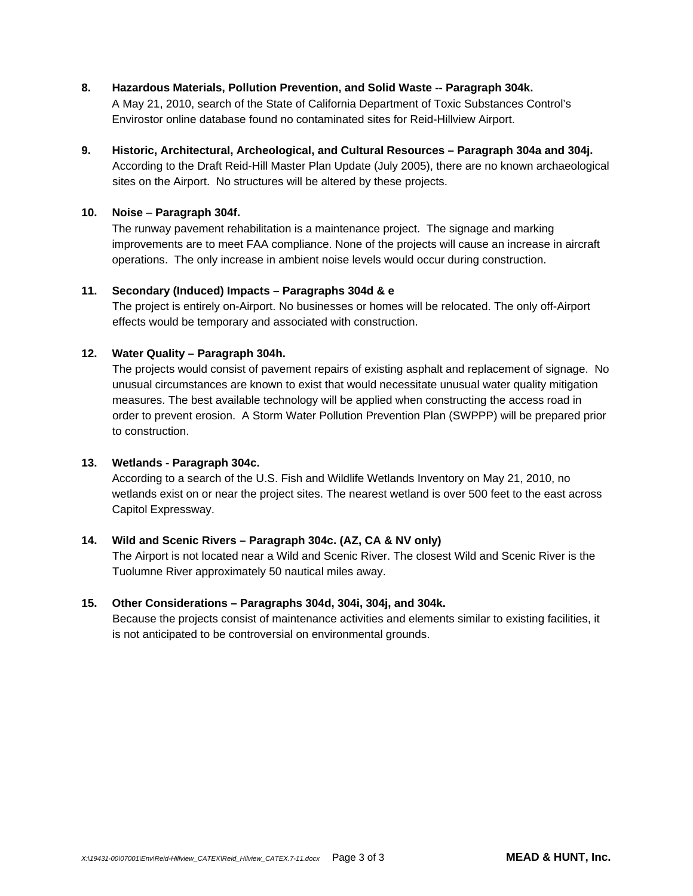**8. Hazardous Materials, Pollution Prevention, and Solid Waste -- Paragraph 304k.**

A May 21, 2010, search of the State of California Department of Toxic Substances Control's Envirostor online database found no contaminated sites for Reid-Hillview Airport.

**9. Historic, Architectural, Archeological, and Cultural Resources – Paragraph 304a and 304j.**

According to the Draft Reid-Hill Master Plan Update (July 2005), there are no known archaeological sites on the Airport. No structures will be altered by these projects.

**10. Noise – Paragraph 304f.**

The runway pavement rehabilitation is a maintenance project. The signage and marking improvements are to meet FAA compliance. None of the projects will cause an increase in aircraft operations. The only increase in ambient noise levels would occur during construction.

**11. Secondary (Induced) Impacts – Paragraphs 304d & e**

The project is entirely on-Airport. No businesses or homes will be relocated. The only off-Airport effects would be temporary and associated with construction.

**12. Water Quality – Paragraph 304h.**

The projects would consist of pavement repairs of existing asphalt and replacement of signage. No unusual circumstances are known to exist that would necessitate unusual water quality mitigation measures. The best available technology will be applied when constructing the access road in order to prevent erosion. A Storm Water Pollution Prevention Plan (SWPPP) will be prepared prior to construction.

**13. Wetlands - Paragraph 304c.**

According to a search of the U.S. Fish and Wildlife Wetlands Inventory on May 21, 2010, no wetlands exist on or near the project sites. The nearest wetland is over 500 feet to the east across Capitol Expressway.

**14. Wild and Scenic Rivers – Paragraph 304c. (AZ, CA & NV only)**

The Airport is not located near a Wild and Scenic River. The closest Wild and Scenic River is the Tuolumne River approximately 50 nautical miles away.

**15. Other Considerations – Paragraphs 304d, 304i, 304j, and 304k.**

Because the projects consist of maintenance activities and elements similar to existing facilities, it is not anticipated to be controversial on environmental grounds.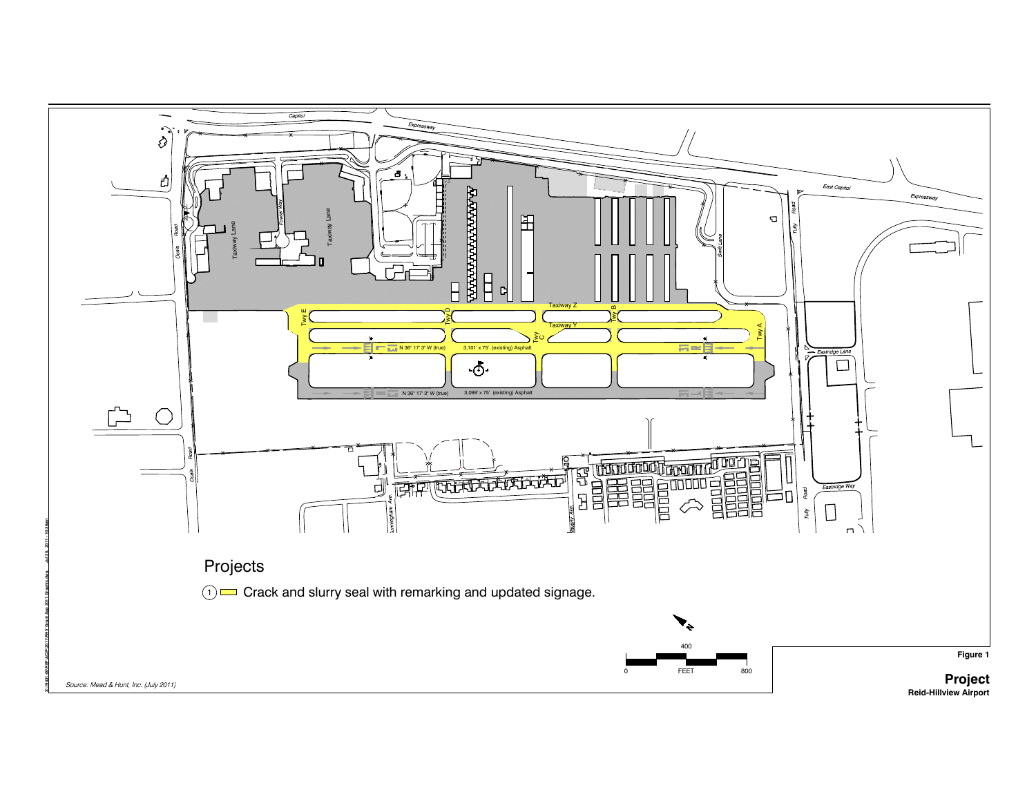## Projects

(1) Crack and slurry seal with remarking and updated signage.

*Source: Mead & Hunt, Inc. (July 2011)*

**Figure 1**

**Project**

**Reid-Hillview Airport**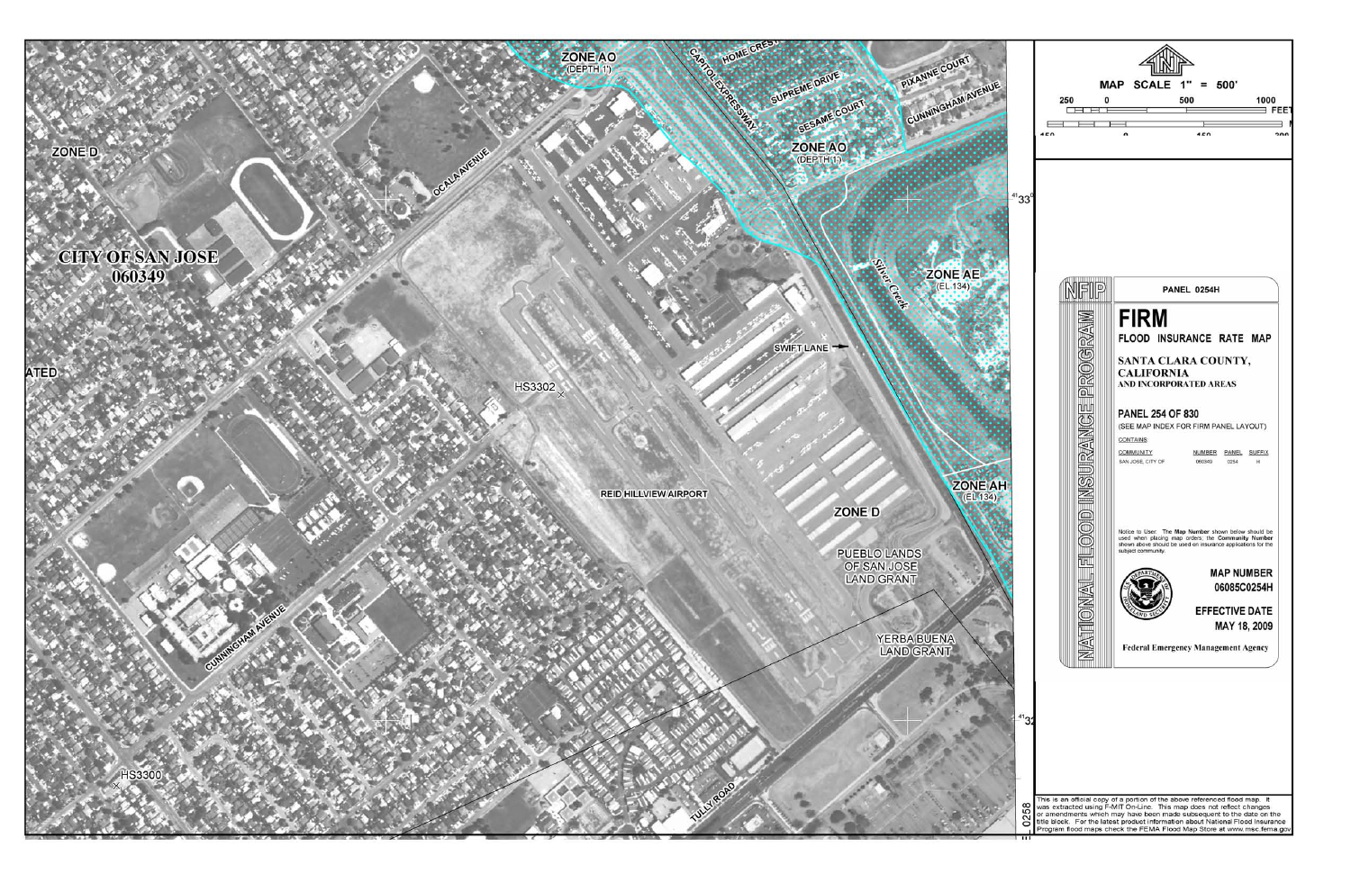ZONE AO
(DEPTH 1')

HOME CREST

CAPITOL EXPRESSWAY

SUPREME DRIVE

SESAME COURT

PIXANNE COURT

CUNNINGHAM AVENUE

ZONE AO
(DEPTH 1')

ZONE D

OCALA AVENUE

CITY OF SAN JOSE
060349

Silver Creek

ZONE AE
(EL 134)

SWIFT LANE

ATED

HS3302

REID HILLVIEW AIRPORT

ZONE AH
(EL 134)

ZONE D

PUEBLO LANDS
OF SAN JOSE
LAND GRANT

CUNNINGHAM AVENUE

YERBA BUENA
LAND GRANT

HS3300

TULLY ROAD

0258

MAP SCALE 1" = 500'

250 0 500 1000 FEET

NFIP

NATIONAL FLOOD INSURANCE PROGRAM

PANEL 0254H

# FIRM

FLOOD INSURANCE RATE MAP

**SANTA CLARA COUNTY, CALIFORNIA**
**AND INCORPORATED AREAS**

**PANEL 254 OF 830**

(SEE MAP INDEX FOR FIRM PANEL LAYOUT)

CONTAINS:

| COMMUNITY | NUMBER | PANEL | SUFFIX |
| --- | --- | --- | --- |
| SAN JOSE, CITY OF | 060349 | 0254 | H |

Notice to User: The **Map Number** shown below should be used when placing map orders; the **Community Number** shown above should be used on insurance applications for the subject community.

**MAP NUMBER**
**06085C0254H**

**EFFECTIVE DATE**
**MAY 18, 2009**

**Federal Emergency Management Agency**

This is an official copy of a portion of the above referenced flood map. It was extracted using F-MIT On-Line. This map does not reflect changes or amendments which may have been made subsequent to the date on the title block. For the latest product information about National Flood Insurance Program flood maps check the FEMA Flood Map Store at www.msc.fema.gov